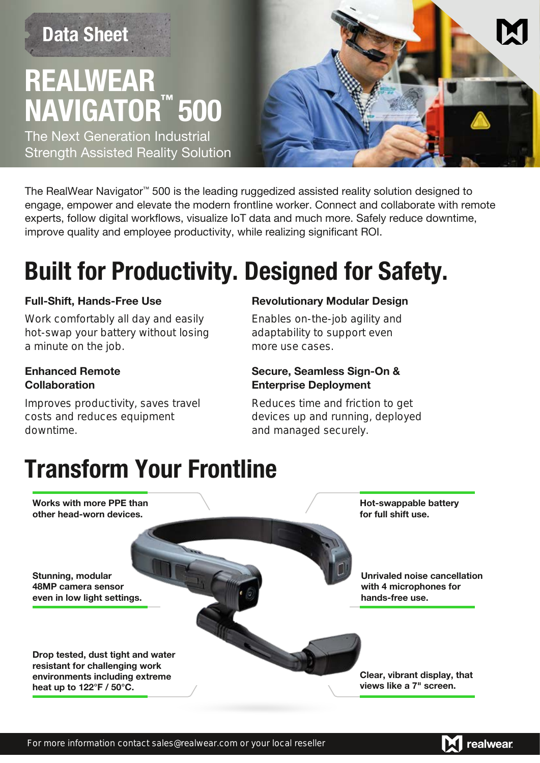Data Sheet

# REALWEAR NAVIGATOR™ 500

The Next Generation Industrial Strength Assisted Reality Solution

The RealWear Navigator™ 500 is the leading ruggedized assisted reality solution designed to engage, empower and elevate the modern frontline worker. Connect and collaborate with remote experts, follow digital workflows, visualize IoT data and much more. Safely reduce downtime, improve quality and employee productivity, while realizing significant ROI.

## Built for Productivity. Designed for Safety.

**Full-Shift, Hands-Free Use**

Work comfortably all day and easily hot-swap your battery without losing a minute on the job.

**Enhanced Remote Collaboration**

Improves productivity, saves travel costs and reduces equipment downtime.

**Revolutionary Modular Design**

Enables on-the-job agility and adaptability to support even more use cases.

**Secure, Seamless Sign-On & Enterprise Deployment**

Reduces time and friction to get devices up and running, deployed and managed securely.

## Transform Your Frontline

**Works with more PPE than other head-worn devices.**

**Stunning, modular 48MP camera sensor even in low light settings.**

**Drop tested, dust tight and water resistant for challenging work environments including extreme heat up to 122°F / 50°C.**

**Hot-swappable battery for full shift use.**

**Unrivaled noise cancellation with 4 microphones for hands-free use.**

**Clear, vibrant display, that views like a 7" screen.**

For more information contact sales@realwear.com or your local reseller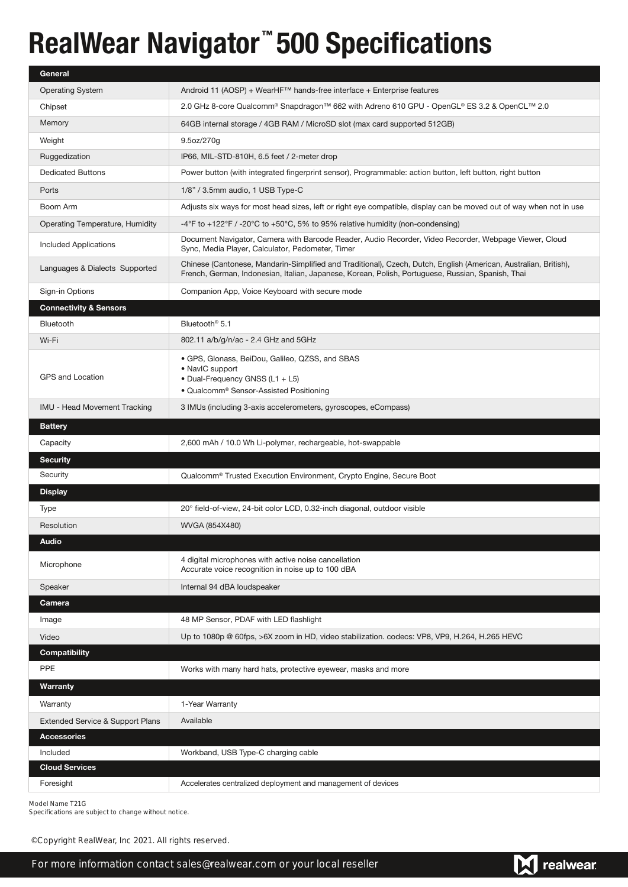# RealWear Navigator™ 500 Specifications

| | |
|---|---|
| **General** | |
| Operating System | Android 11 (AOSP) + WearHF™ hands-free interface + Enterprise features |
| Chipset | 2.0 GHz 8-core Qualcomm® Snapdragon™ 662 with Adreno 610 GPU - OpenGL® ES 3.2 & OpenCL™ 2.0 |
| Memory | 64GB internal storage / 4GB RAM / MicroSD slot (max card supported 512GB) |
| Weight | 9.5oz/270g |
| Ruggedization | IP66, MIL-STD-810H, 6.5 feet / 2-meter drop |
| Dedicated Buttons | Power button (with integrated fingerprint sensor), Programmable: action button, left button, right button |
| Ports | 1/8" / 3.5mm audio, 1 USB Type-C |
| Boom Arm | Adjusts six ways for most head sizes, left or right eye compatible, display can be moved out of way when not in use |
| Operating Temperature, Humidity | -4°F to +122°F / -20°C to +50°C, 5% to 95% relative humidity (non-condensing) |
| Included Applications | Document Navigator, Camera with Barcode Reader, Audio Recorder, Video Recorder, Webpage Viewer, Cloud Sync, Media Player, Calculator, Pedometer, Timer |
| Languages & Dialects Supported | Chinese (Cantonese, Mandarin-Simplified and Traditional), Czech, Dutch, English (American, Australian, British), French, German, Indonesian, Italian, Japanese, Korean, Polish, Portuguese, Russian, Spanish, Thai |
| Sign-in Options | Companion App, Voice Keyboard with secure mode |
| **Connectivity & Sensors** | |
| Bluetooth | Bluetooth® 5.1 |
| Wi-Fi | 802.11 a/b/g/n/ac - 2.4 GHz and 5GHz |
| GPS and Location | • GPS, Glonass, BeiDou, Galileo, QZSS, and SBAS<br>• NavIC support<br>• Dual-Frequency GNSS (L1 + L5)<br>• Qualcomm® Sensor-Assisted Positioning |
| IMU - Head Movement Tracking | 3 IMUs (including 3-axis accelerometers, gyroscopes, eCompass) |
| **Battery** | |
| Capacity | 2,600 mAh / 10.0 Wh Li-polymer, rechargeable, hot-swappable |
| **Security** | |
| Security | Qualcomm® Trusted Execution Environment, Crypto Engine, Secure Boot |
| **Display** | |
| Type | 20° field-of-view, 24-bit color LCD, 0.32-inch diagonal, outdoor visible |
| Resolution | WVGA (854X480) |
| **Audio** | |
| Microphone | 4 digital microphones with active noise cancellation<br>Accurate voice recognition in noise up to 100 dBA |
| Speaker | Internal 94 dBA loudspeaker |
| **Camera** | |
| Image | 48 MP Sensor, PDAF with LED flashlight |
| Video | Up to 1080p @ 60fps, >6X zoom in HD, video stabilization. codecs: VP8, VP9, H.264, H.265 HEVC |
| **Compatibility** | |
| PPE | Works with many hard hats, protective eyewear, masks and more |
| **Warranty** | |
| Warranty | 1-Year Warranty |
| Extended Service & Support Plans | Available |
| **Accessories** | |
| Included | Workband, USB Type-C charging cable |
| **Cloud Services** | |
| Foresight | Accelerates centralized deployment and management of devices |

Model Name T21G
Specifications are subject to change without notice.

©Copyright RealWear, Inc 2021. All rights reserved.

For more information contact sales@realwear.com or your local reseller

realwear.